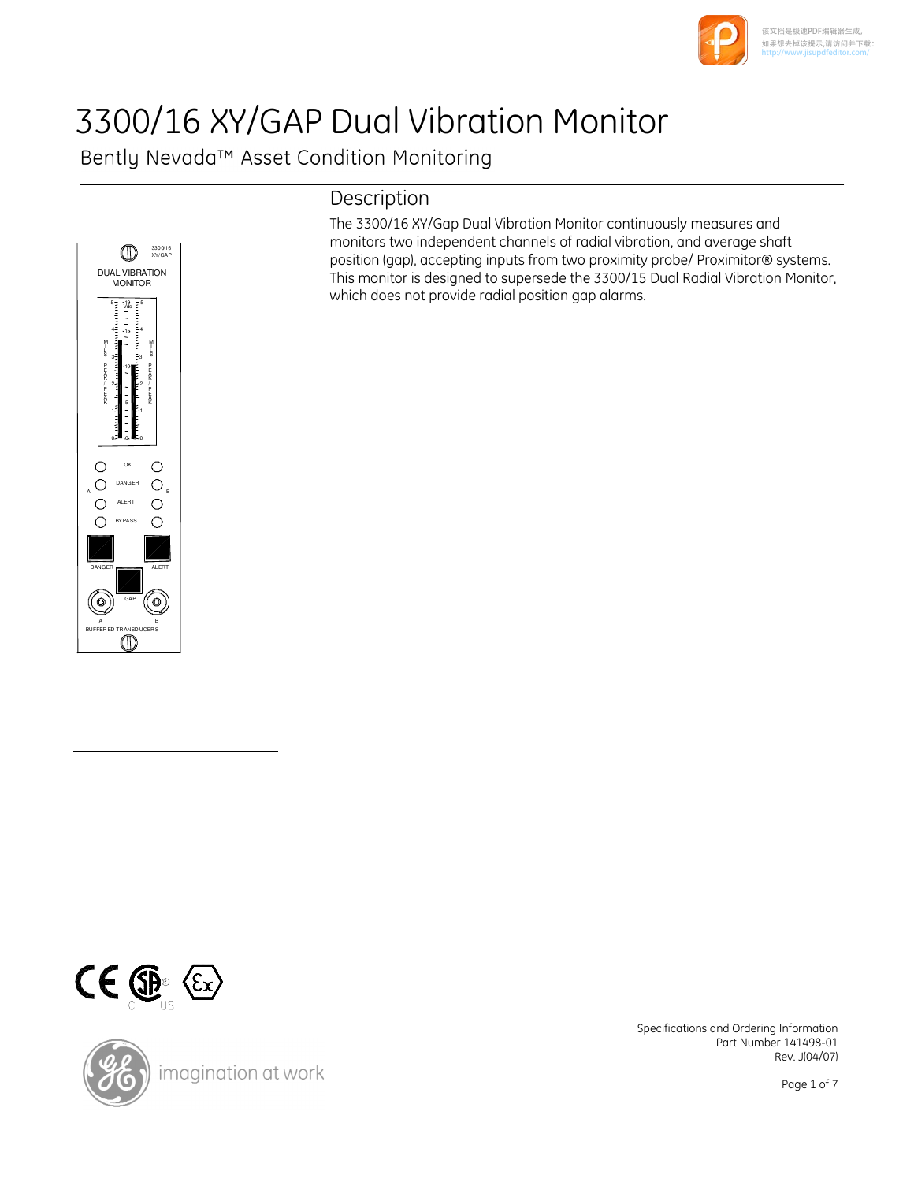# 3300/16 XY/GAP Dual Vibration Monitor

Bently Nevada™ Asset Condition Monitoring

## Description

The 3300/16 XY/Gap Dual Vibration Monitor continuously measures and monitors two independent channels of radial vibration, and average shaft position (gap), accepting inputs from two proximity probe/ Proximitor® systems. This monitor is designed to supersede the 3300/15 Dual Radial Vibration Monitor, which does not provide radial position gap alarms.

Specifications and Ordering Information
Part Number 141498-01
Rev. J(04/07)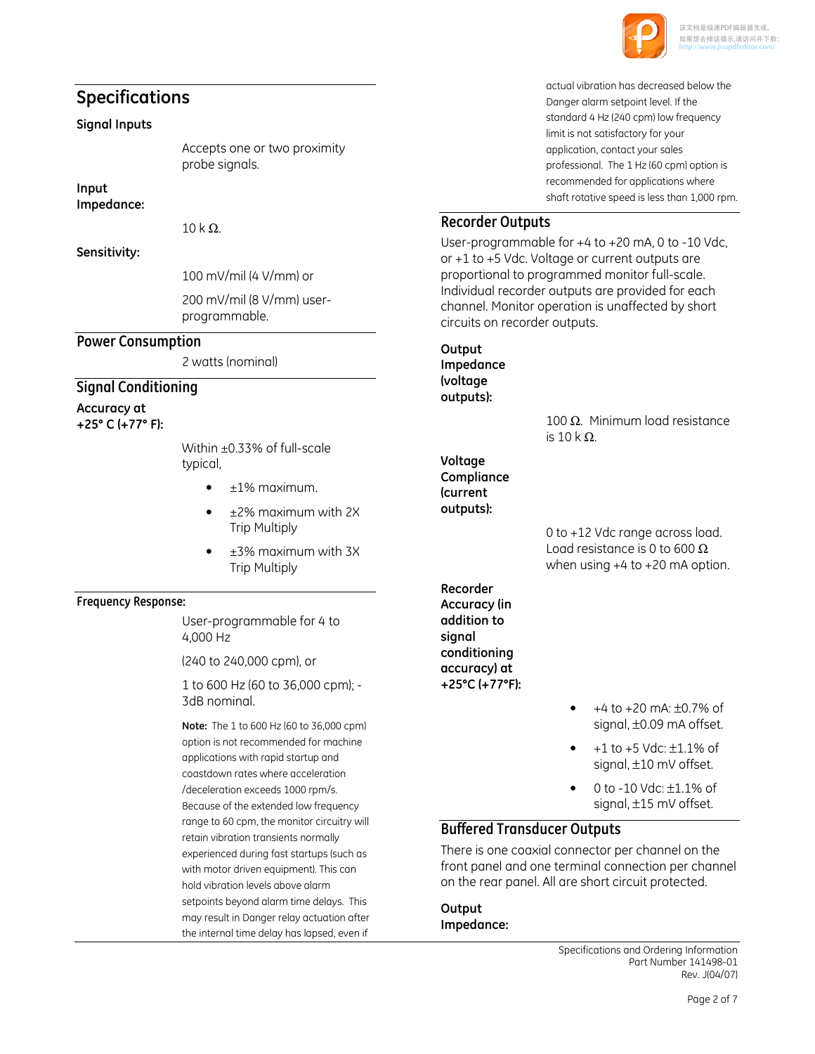## Specifications

### Signal Inputs

Accepts one or two proximity probe signals.

**Input Impedance:**

10 k Ω.

**Sensitivity:**

100 mV/mil (4 V/mm) or

200 mV/mil (8 V/mm) user-programmable.

### Power Consumption

2 watts (nominal)

### Signal Conditioning

**Accuracy at +25° C (+77° F):**

Within ±0.33% of full-scale typical,

- ±1% maximum.
- ±2% maximum with 2X Trip Multiply
- ±3% maximum with 3X Trip Multiply

**Frequency Response:**

User-programmable for 4 to 4,000 Hz

(240 to 240,000 cpm), or

1 to 600 Hz (60 to 36,000 cpm); -3dB nominal.

**Note:** The 1 to 600 Hz (60 to 36,000 cpm) option is not recommended for machine applications with rapid startup and coastdown rates where acceleration /deceleration exceeds 1000 rpm/s. Because of the extended low frequency range to 60 cpm, the monitor circuitry will retain vibration transients normally experienced during fast startups (such as with motor driven equipment). This can hold vibration levels above alarm setpoints beyond alarm time delays. This may result in Danger relay actuation after the internal time delay has lapsed, even if actual vibration has decreased below the Danger alarm setpoint level. If the standard 4 Hz (240 cpm) low frequency limit is not satisfactory for your application, contact your sales professional. The 1 Hz (60 cpm) option is recommended for applications where shaft rotative speed is less than 1,000 rpm.

### Recorder Outputs

User-programmable for +4 to +20 mA, 0 to -10 Vdc, or +1 to +5 Vdc. Voltage or current outputs are proportional to programmed monitor full-scale. Individual recorder outputs are provided for each channel. Monitor operation is unaffected by short circuits on recorder outputs.

**Output Impedance (voltage outputs):**

100 Ω. Minimum load resistance is 10 k Ω.

**Voltage Compliance (current outputs):**

0 to +12 Vdc range across load. Load resistance is 0 to 600 Ω when using +4 to +20 mA option.

**Recorder Accuracy (in addition to signal conditioning accuracy) at +25°C (+77°F):**

- +4 to +20 mA: ±0.7% of signal, ±0.09 mA offset.
- +1 to +5 Vdc: ±1.1% of signal, ±10 mV offset.
- 0 to -10 Vdc: ±1.1% of signal, ±15 mV offset.

### Buffered Transducer Outputs

There is one coaxial connector per channel on the front panel and one terminal connection per channel on the rear panel. All are short circuit protected.

**Output Impedance:**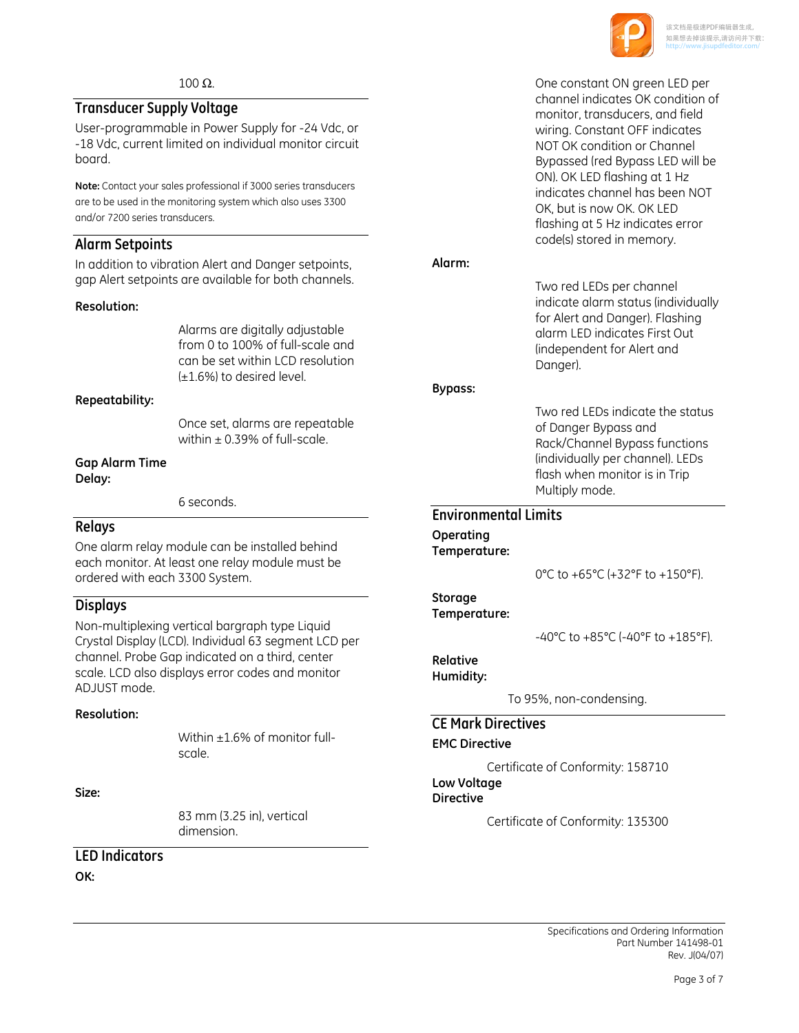100 Ω.

## Transducer Supply Voltage

User-programmable in Power Supply for -24 Vdc, or -18 Vdc, current limited on individual monitor circuit board.

**Note:** Contact your sales professional if 3000 series transducers are to be used in the monitoring system which also uses 3300 and/or 7200 series transducers.

## Alarm Setpoints

In addition to vibration Alert and Danger setpoints, gap Alert setpoints are available for both channels.

**Resolution:**

Alarms are digitally adjustable from 0 to 100% of full-scale and can be set within LCD resolution (±1.6%) to desired level.

**Repeatability:**

Once set, alarms are repeatable within ± 0.39% of full-scale.

**Gap Alarm Time Delay:**

6 seconds.

## Relays

One alarm relay module can be installed behind each monitor. At least one relay module must be ordered with each 3300 System.

## Displays

Non-multiplexing vertical bargraph type Liquid Crystal Display (LCD). Individual 63 segment LCD per channel. Probe Gap indicated on a third, center scale. LCD also displays error codes and monitor ADJUST mode.

**Resolution:**

Within ±1.6% of monitor full-scale.

**Size:**

83 mm (3.25 in), vertical dimension.

## LED Indicators

**OK:**

One constant ON green LED per channel indicates OK condition of monitor, transducers, and field wiring. Constant OFF indicates NOT OK condition or Channel Bypassed (red Bypass LED will be ON). OK LED flashing at 1 Hz indicates channel has been NOT OK, but is now OK. OK LED flashing at 5 Hz indicates error code(s) stored in memory.

**Alarm:**

Two red LEDs per channel indicate alarm status (individually for Alert and Danger). Flashing alarm LED indicates First Out (independent for Alert and Danger).

**Bypass:**

Two red LEDs indicate the status of Danger Bypass and Rack/Channel Bypass functions (individually per channel). LEDs flash when monitor is in Trip Multiply mode.

## Environmental Limits

**Operating Temperature:**

0°C to +65°C (+32°F to +150°F).

**Storage Temperature:**

-40°C to +85°C (-40°F to +185°F).

**Relative Humidity:**

To 95%, non-condensing.

## CE Mark Directives

**EMC Directive**

Certificate of Conformity: 158710

**Low Voltage Directive**

Certificate of Conformity: 135300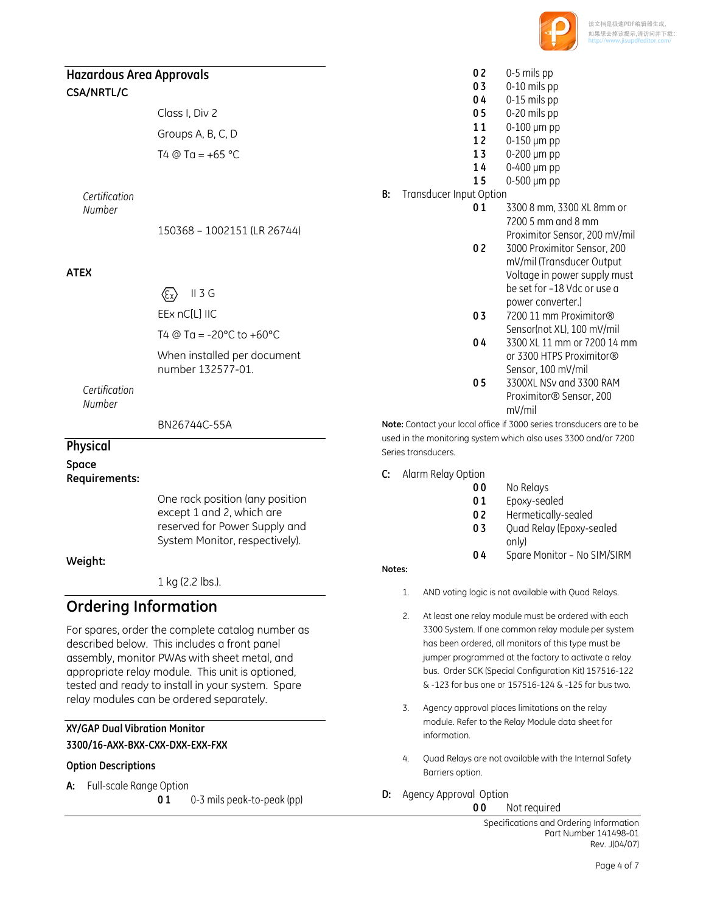## Hazardous Area Approvals

### CSA/NRTL/C

Class I, Div 2

Groups A, B, C, D

T4 @ Ta = +65 °C

*Certification Number*

150368 – 1002151 (LR 26744)

### ATEX

⟨Ex⟩ II 3 G

EEx nC[L] IIC

T4 @ Ta = -20°C to +60°C

When installed per document number 132577-01.

*Certification Number*

BN26744C-55A

## Physical

**Space Requirements:**

One rack position (any position except 1 and 2, which are reserved for Power Supply and System Monitor, respectively).

**Weight:**

1 kg (2.2 lbs.).

## Ordering Information

For spares, order the complete catalog number as described below. This includes a front panel assembly, monitor PWAs with sheet metal, and appropriate relay module. This unit is optioned, tested and ready to install in your system. Spare relay modules can be ordered separately.

### XY/GAP Dual Vibration Monitor

**3300/16-AXX-BXX-CXX-DXX-EXX-FXX**

### Option Descriptions

**A:** Full-scale Range Option

- **01** 0-3 mils peak-to-peak (pp)
- **02** 0-5 mils pp
- **03** 0-10 mils pp
- **04** 0-15 mils pp
- **05** 0-20 mils pp
- **11** 0-100 µm pp
- **12** 0-150 µm pp
- **13** 0-200 µm pp
- **14** 0-400 µm pp
- **15** 0-500 µm pp

**B:** Transducer Input Option

- **01** 3300 8 mm, 3300 XL 8mm or 7200 5 mm and 8 mm Proximitor Sensor, 200 mV/mil
- **02** 3000 Proximitor Sensor, 200 mV/mil (Transducer Output Voltage in power supply must be set for –18 Vdc or use a power converter.)
- **03** 7200 11 mm Proximitor® Sensor(not XL), 100 mV/mil
- **04** 3300 XL 11 mm or 7200 14 mm or 3300 HTPS Proximitor® Sensor, 100 mV/mil
- **05** 3300XL NSv and 3300 RAM Proximitor® Sensor, 200 mV/mil

**Note:** Contact your local office if 3000 series transducers are to be used in the monitoring system which also uses 3300 and/or 7200 Series transducers.

**C:** Alarm Relay Option

- **00** No Relays
- **01** Epoxy-sealed
- **02** Hermetically-sealed
- **03** Quad Relay (Epoxy-sealed only)
- **04** Spare Monitor – No SIM/SIRM

**Notes:**

1. AND voting logic is not available with Quad Relays.
2. At least one relay module must be ordered with each 3300 System. If one common relay module per system has been ordered, all monitors of this type must be jumper programmed at the factory to activate a relay bus. Order SCK (Special Configuration Kit) 157516-122 & -123 for bus one or 157516-124 & -125 for bus two.
3. Agency approval places limitations on the relay module. Refer to the Relay Module data sheet for information.
4. Quad Relays are not available with the Internal Safety Barriers option.

**D:** Agency Approval Option

- **00** Not required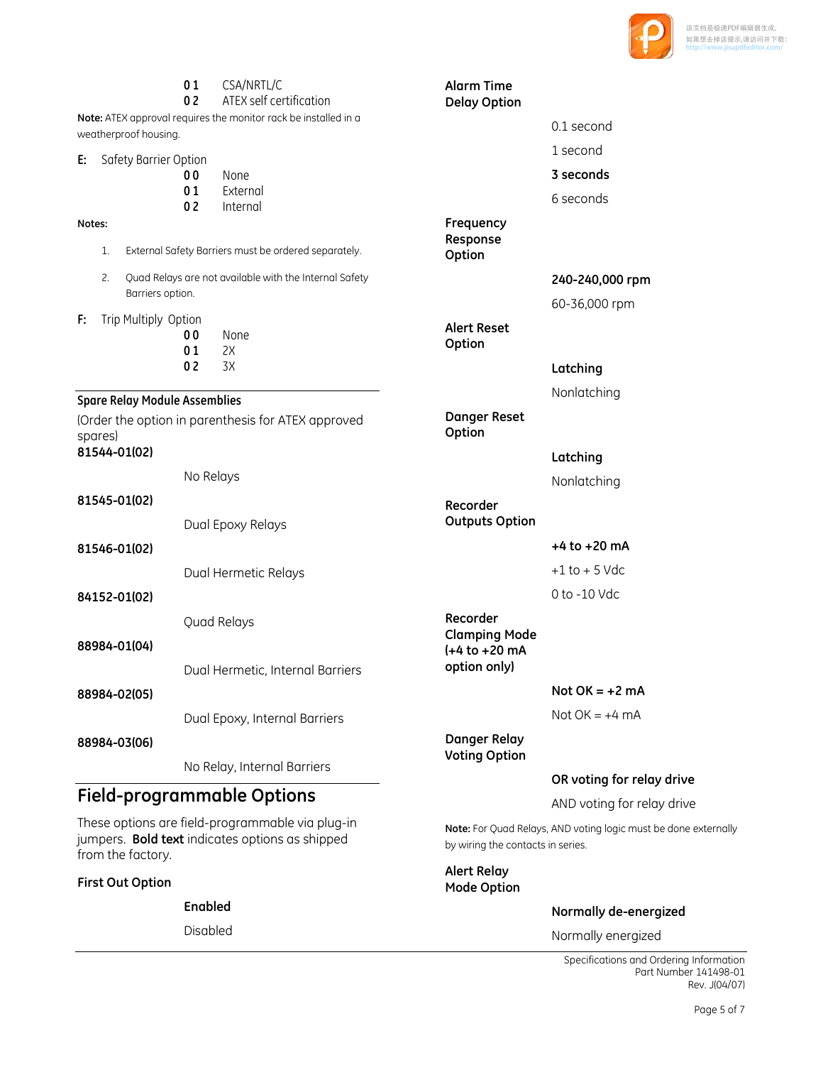| | |
|---|---|
| **01** | CSA/NRTL/C |
| **02** | ATEX self certification |

**Note:** ATEX approval requires the monitor rack be installed in a weatherproof housing.

**E:** Safety Barrier Option

| | |
|---|---|
| **00** | None |
| **01** | External |
| **02** | Internal |

**Notes:**

1. External Safety Barriers must be ordered separately.
2. Quad Relays are not available with the Internal Safety Barriers option.

**F:** Trip Multiply Option

| | |
|---|---|
| **00** | None |
| **01** | 2X |
| **02** | 3X |

### Spare Relay Module Assemblies

(Order the option in parenthesis for ATEX approved spares)

| | |
|---|---|
| **81544-01(02)** | No Relays |
| **81545-01(02)** | Dual Epoxy Relays |
| **81546-01(02)** | Dual Hermetic Relays |
| **84152-01(02)** | Quad Relays |
| **88984-01(04)** | Dual Hermetic, Internal Barriers |
| **88984-02(05)** | Dual Epoxy, Internal Barriers |
| **88984-03(06)** | No Relay, Internal Barriers |

## Field-programmable Options

These options are field-programmable via plug-in jumpers. **Bold text** indicates options as shipped from the factory.

**First Out Option**

- **Enabled**
- Disabled

**Alarm Time Delay Option**

- 0.1 second
- 1 second
- **3 seconds**
- 6 seconds

**Frequency Response Option**

- **240-240,000 rpm**
- 60-36,000 rpm

**Alert Reset Option**

- **Latching**
- Nonlatching

**Danger Reset Option**

- **Latching**
- Nonlatching

**Recorder Outputs Option**

- **+4 to +20 mA**
- +1 to + 5 Vdc
- 0 to -10 Vdc

**Recorder Clamping Mode (+4 to +20 mA option only)**

- **Not OK = +2 mA**
- Not OK = +4 mA

**Danger Relay Voting Option**

- **OR voting for relay drive**
- AND voting for relay drive

**Note:** For Quad Relays, AND voting logic must be done externally by wiring the contacts in series.

**Alert Relay Mode Option**

- **Normally de-energized**
- Normally energized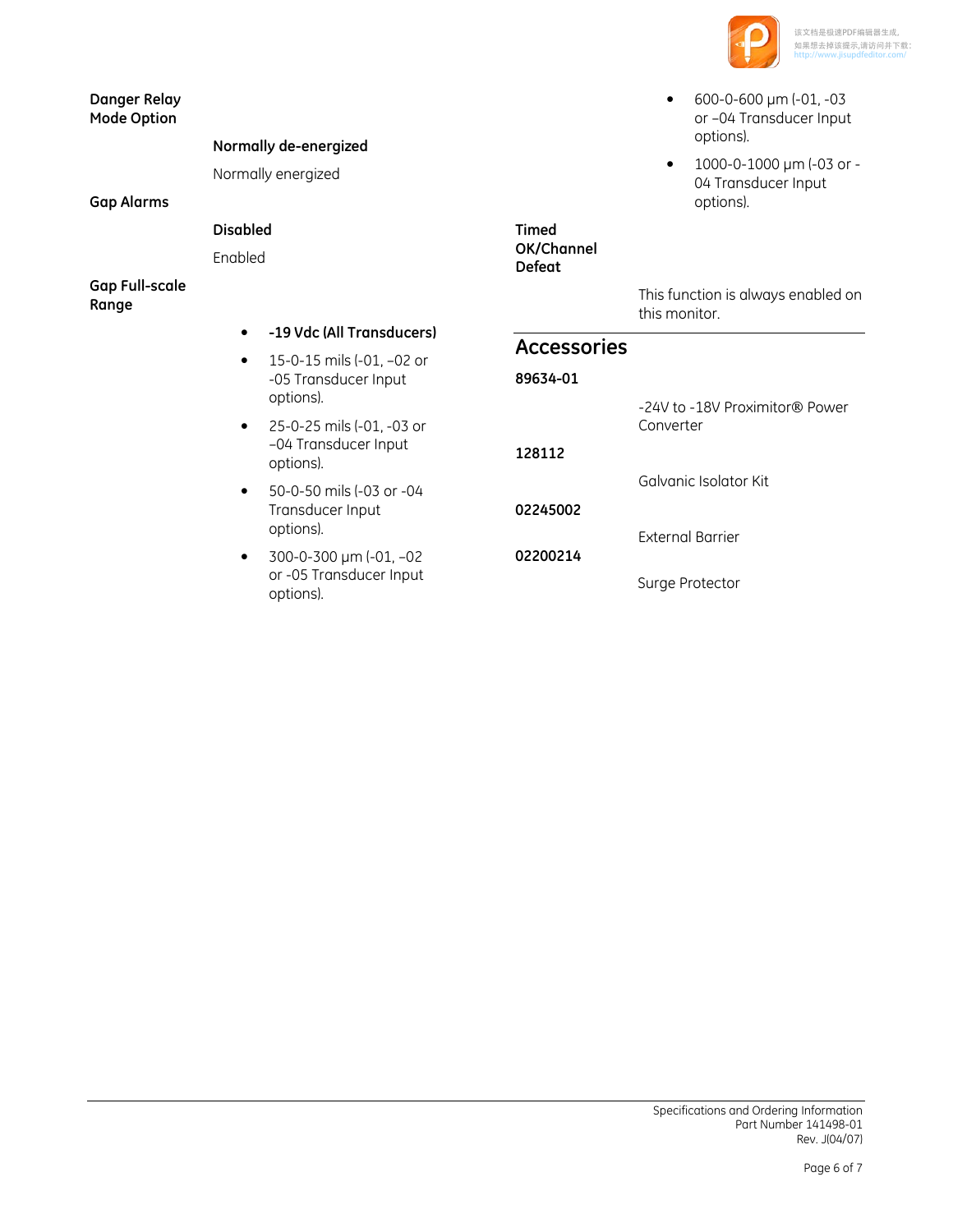**Danger Relay Mode Option**

**Normally de-energized**

Normally energized

**Gap Alarms**

**Disabled**

Enabled

**Gap Full-scale Range**

- **-19 Vdc (All Transducers)**
- 15-0-15 mils (-01, –02 or -05 Transducer Input options).
- 25-0-25 mils (-01, -03 or –04 Transducer Input options).
- 50-0-50 mils (-03 or -04 Transducer Input options).
- 300-0-300 µm (-01, –02 or -05 Transducer Input options).
- 600-0-600 µm (-01, -03 or –04 Transducer Input options).
- 1000-0-1000 µm (-03 or -04 Transducer Input options).

**Timed OK/Channel Defeat**

This function is always enabled on this monitor.

## Accessories

**89634-01**

-24V to -18V Proximitor® Power Converter

**128112**

Galvanic Isolator Kit

**02245002**

External Barrier

**02200214**

Surge Protector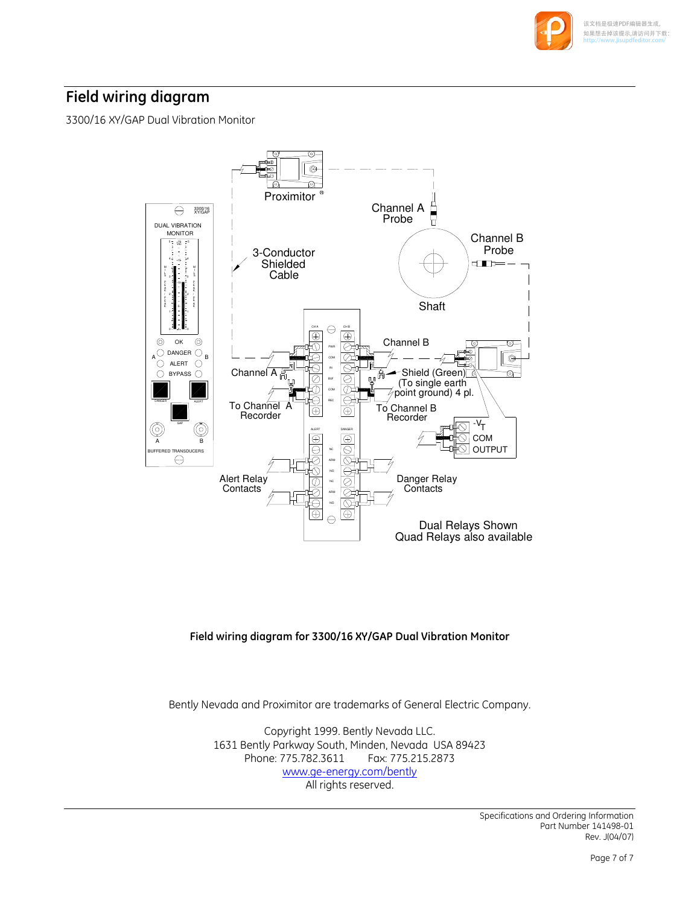## Field wiring diagram

3300/16 XY/GAP Dual Vibration Monitor

Proximitor®

Channel A Probe

Channel B Probe

3-Conductor Shielded Cable

Shaft

Channel B

Channel A

Shield (Green) (To single earth point ground) 4 pl.

To Channel A Recorder

To Channel B Recorder

-V<sub>T</sub>
COM
OUTPUT

Alert Relay Contacts

Danger Relay Contacts

Dual Relays Shown
Quad Relays also available

3300/16 XY/GAP
DUAL VIBRATION MONITOR
OK
DANGER
ALERT
BYPASS
A
B
BUFFERED TRANSDUCERS

**Field wiring diagram for 3300/16 XY/GAP Dual Vibration Monitor**

Bently Nevada and Proximitor are trademarks of General Electric Company.

Copyright 1999. Bently Nevada LLC.
1631 Bently Parkway South, Minden, Nevada USA 89423
Phone: 775.782.3611 Fax: 775.215.2873
www.ge-energy.com/bently
All rights reserved.